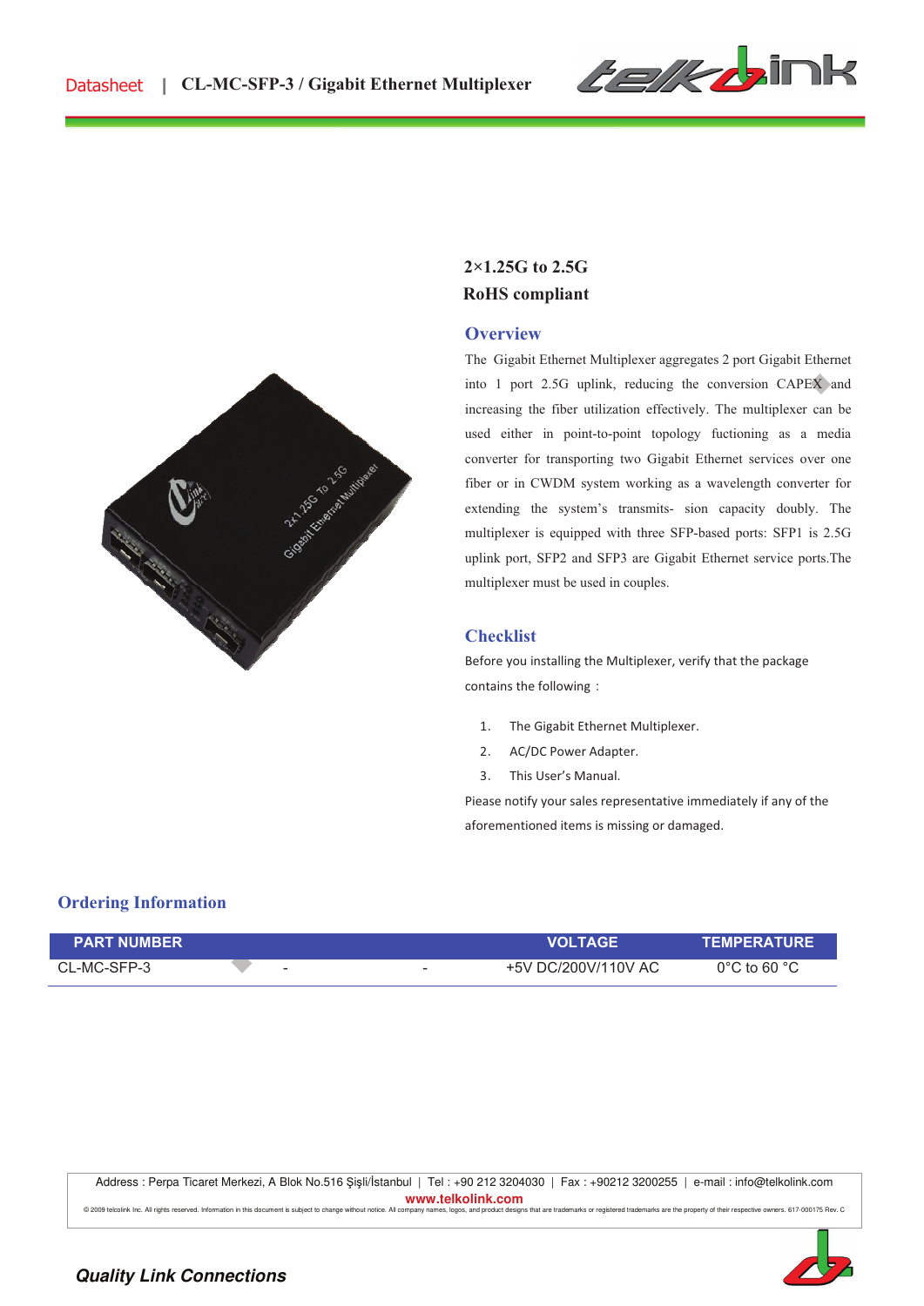**2×1.25G to 2.5G**
**RoHS compliant**

## Overview

The Gigabit Ethernet Multiplexer aggregates 2 port Gigabit Ethernet into 1 port 2.5G uplink, reducing the conversion CAPEX and increasing the fiber utilization effectively. The multiplexer can be used either in point-to-point topology fuctioning as a media converter for transporting two Gigabit Ethernet services over one fiber or in CWDM system working as a wavelength converter for extending the system's transmits- sion capacity doubly. The multiplexer is equipped with three SFP-based ports: SFP1 is 2.5G uplink port, SFP2 and SFP3 are Gigabit Ethernet service ports.The multiplexer must be used in couples.

## Checklist

Before you installing the Multiplexer, verify that the package contains the following：

1. The Gigabit Ethernet Multiplexer.
2. AC/DC Power Adapter.
3. This User's Manual.

Piease notify your sales representative immediately if any of the aforementioned items is missing or damaged.

## Ordering Information

| PART NUMBER | | | VOLTAGE | TEMPERATURE |
|---|---|---|---|---|
| CL-MC-SFP-3 | - | - | +5V DC/200V/110V AC | 0°C to 60 °C |

Address : Perpa Ticaret Merkezi, A Blok No.516 Şişli/İstanbul | Tel : +90 212 3204030 | Fax : +90212 3200255 | e-mail : info@telkolink.com
www.telkolink.com
© 2009 telcolink Inc. All rights reserved. Information in this document is subject to change without notice. All company names, logos, and product designs that are trademarks or registered trademarks are the property of their respective owners. 617-000175 Rev. C

***Quality Link Connections***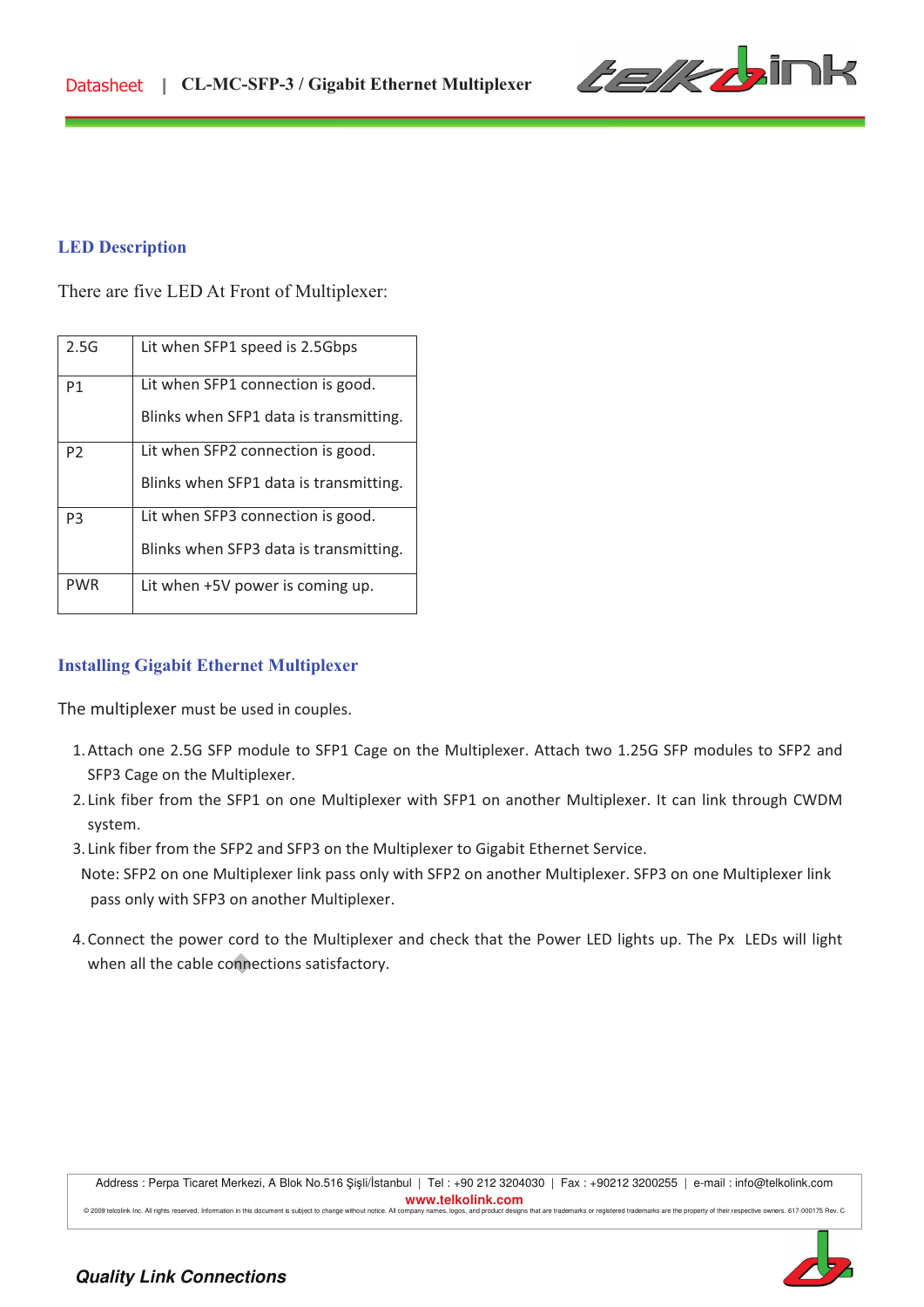## LED Description

There are five LED At Front of Multiplexer:

| | |
|---|---|
| 2.5G | Lit when SFP1 speed is 2.5Gbps |
| P1 | Lit when SFP1 connection is good.<br>Blinks when SFP1 data is transmitting. |
| P2 | Lit when SFP2 connection is good.<br>Blinks when SFP1 data is transmitting. |
| P3 | Lit when SFP3 connection is good.<br>Blinks when SFP3 data is transmitting. |
| PWR | Lit when +5V power is coming up. |

## Installing Gigabit Ethernet Multiplexer

The multiplexer must be used in couples.

1. Attach one 2.5G SFP module to SFP1 Cage on the Multiplexer. Attach two 1.25G SFP modules to SFP2 and SFP3 Cage on the Multiplexer.
2. Link fiber from the SFP1 on one Multiplexer with SFP1 on another Multiplexer. It can link through CWDM system.
3. Link fiber from the SFP2 and SFP3 on the Multiplexer to Gigabit Ethernet Service.

   Note: SFP2 on one Multiplexer link pass only with SFP2 on another Multiplexer. SFP3 on one Multiplexer link pass only with SFP3 on another Multiplexer.

4. Connect the power cord to the Multiplexer and check that the Power LED lights up. The Px LEDs will light when all the cable connections satisfactory.

Address : Perpa Ticaret Merkezi, A Blok No.516 Şişli/İstanbul | Tel : +90 212 3204030 | Fax : +90212 3200255 | e-mail : info@telkolink.com
www.telkolink.com
© 2009 telcolink Inc. All rights reserved. Information in this document is subject to change without notice. All company names, logos, and product designs that are trademarks or registered trademarks are the property of their respective owners. 617-000175 Rev. C

*Quality Link Connections*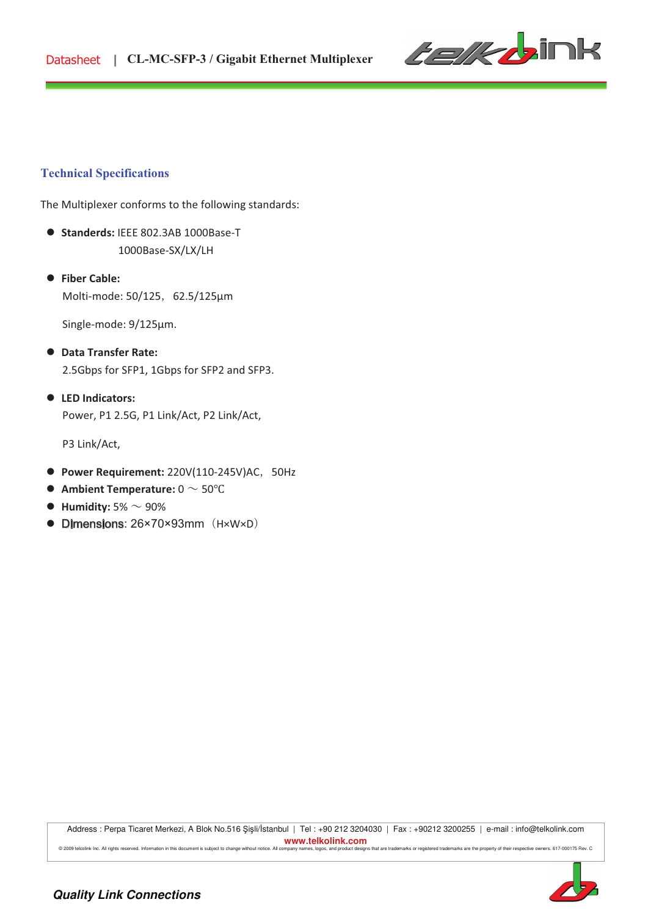## Technical Specifications

The Multiplexer conforms to the following standards:

- **Standerds:** IEEE 802.3AB 1000Base-T
  1000Base-SX/LX/LH
- **Fiber Cable:**
  Molti-mode: 50/125， 62.5/125μm

  Single-mode: 9/125μm.
- **Data Transfer Rate:**
  2.5Gbps for SFP1, 1Gbps for SFP2 and SFP3.
- **LED Indicators:**
  Power, P1 2.5G, P1 Link/Act, P2 Link/Act,

  P3 Link/Act,
- **Power Requirement:** 220V(110-245V)AC， 50Hz
- **Ambient Temperature:** 0 ～ 50℃
- **Humidity:** 5% ～ 90%
- **Dimensions**: 26×70×93mm（H×W×D）

Address : Perpa Ticaret Merkezi, A Blok No.516 Şişli/İstanbul | Tel : +90 212 3204030 | Fax : +90212 3200255 | e-mail : info@telkolink.com
**www.telkolink.com**
© 2009 telcolink Inc. All rights reserved. Information in this document is subject to change without notice. All company names, logos, and product designs that are trademarks or registered trademarks are the property of their respective owners. 617-000175 Rev. C

***Quality Link Connections***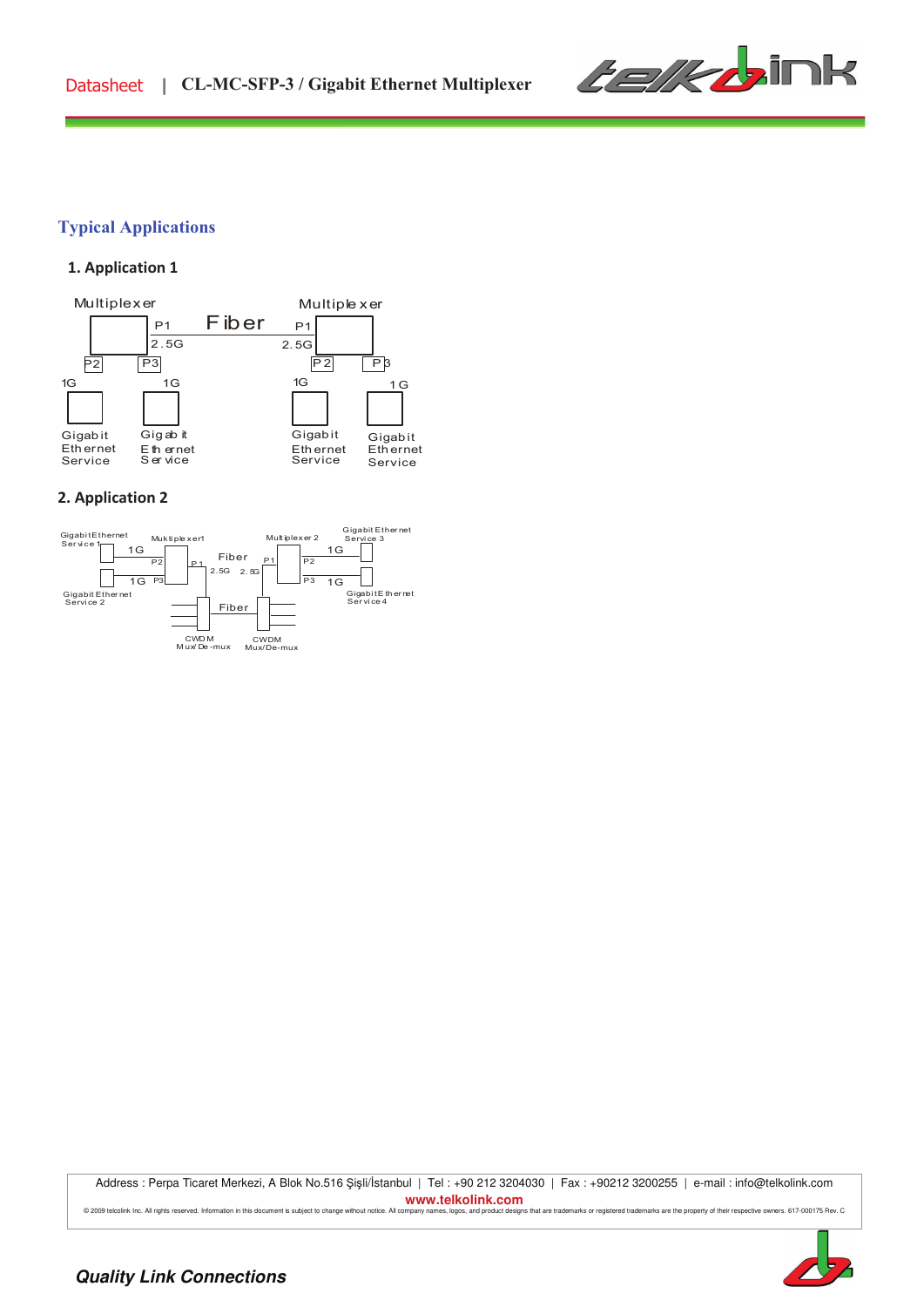## Typical Applications

### 1. Application 1

Multiplexer — P1 2.5G — Fiber — 2.5G P1 — Multiplexer

P2 1G — Gigabit Ethernet Service
P3 1G — Gigabit Ethernet Service
P2 1G — Gigabit Ethernet Service
P3 1G — Gigabit Ethernet Service

### 2. Application 2

Gigabit Ethernet Service 1 — 1G — P2 Multiplexer1
Gigabit Ethernet Service 2 — 1G — P3 Multiplexer1
Multiplexer1 P1 2.5G — Fiber — 2.5G P1 Multiplexer 2
Multiplexer 2 P2 — 1G — Gigabit Ethernet Service 3
Multiplexer 2 P3 — 1G — Gigabit Ethernet Service 4
CWDM Mux/De-mux — Fiber — CWDM Mux/De-mux

Address : Perpa Ticaret Merkezi, A Blok No.516 Şişli/İstanbul | Tel : +90 212 3204030 | Fax : +90212 3200255 | e-mail : info@telkolink.com

www.telkolink.com

© 2009 telcolink Inc. All rights reserved. Information in this document is subject to change without notice. All company names, logos, and product designs that are trademarks or registered trademarks are the property of their respective owners. 617-000175 Rev. C

*Quality Link Connections*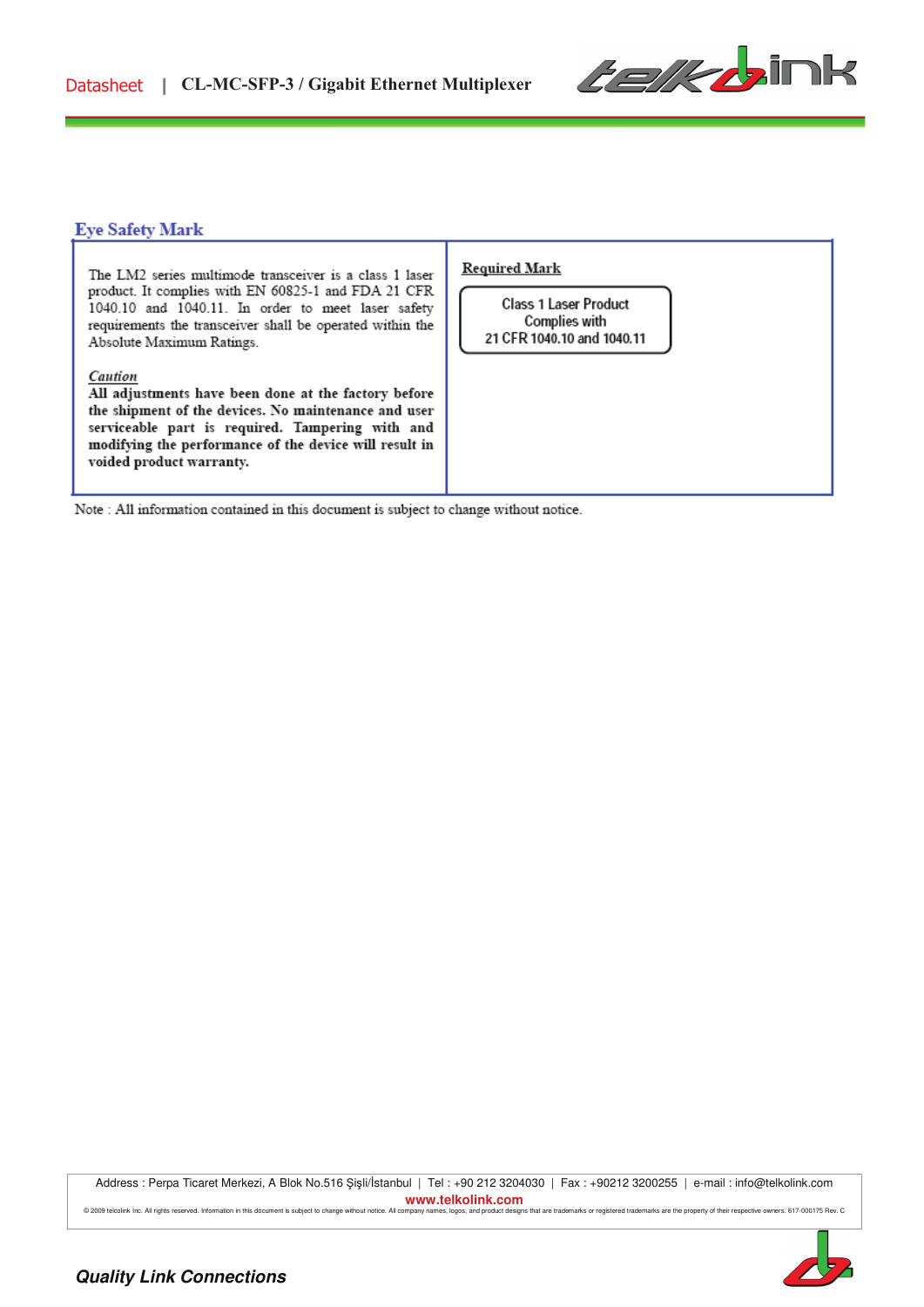## Eye Safety Mark

| | |
|---|---|
| The LM2 series multimode transceiver is a class 1 laser product. It complies with EN 60825-1 and FDA 21 CFR 1040.10 and 1040.11. In order to meet laser safety requirements the transceiver shall be operated within the Absolute Maximum Ratings.<br><br>*Caution*<br>**All adjustments have been done at the factory before the shipment of the devices. No maintenance and user serviceable part is required. Tampering with and modifying the performance of the device will result in voided product warranty.** | **Required Mark**<br><br>Class 1 Laser Product<br>Complies with<br>21 CFR 1040.10 and 1040.11 |

Note : All information contained in this document is subject to change without notice.